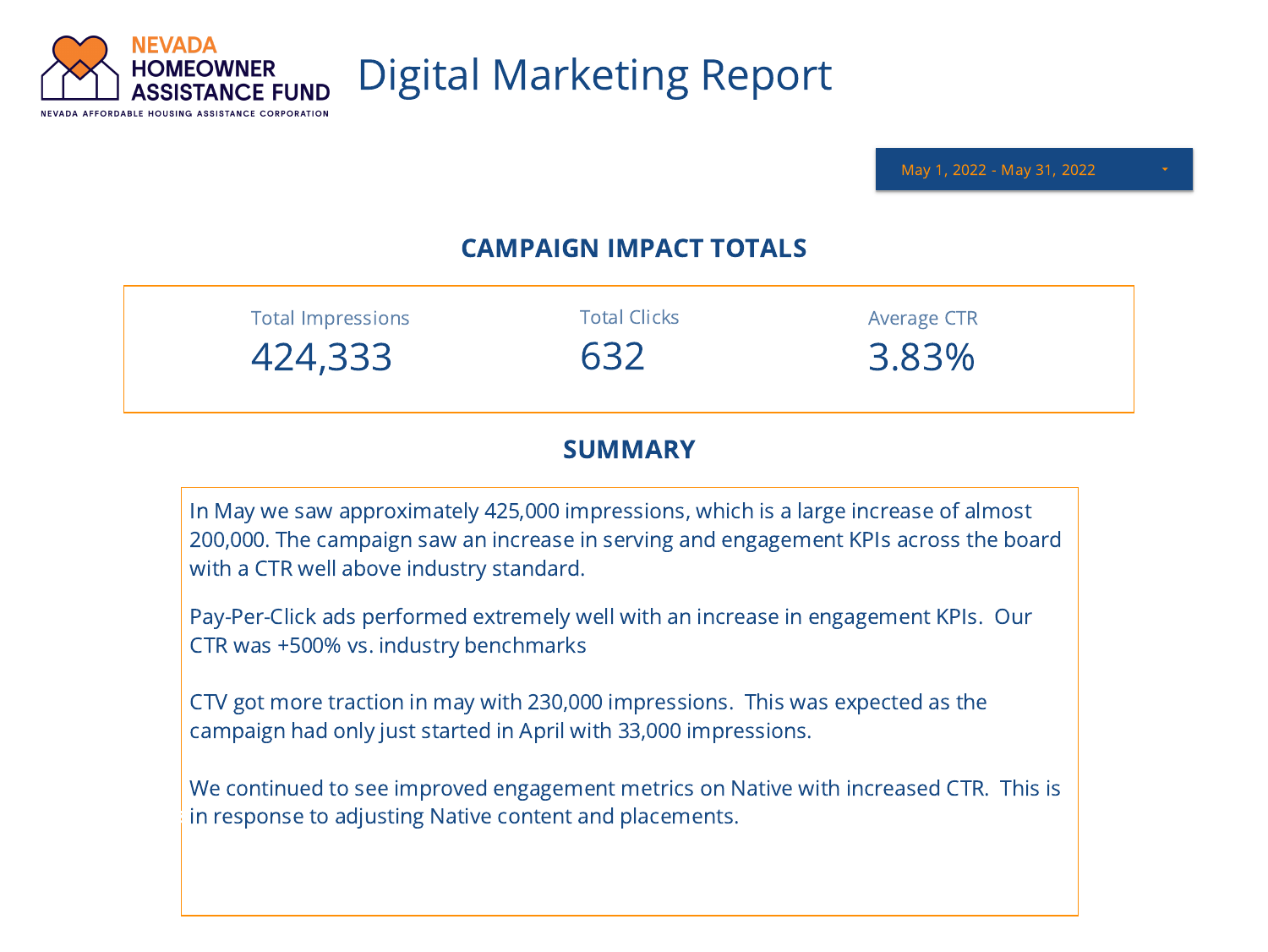NEVADA HOMEOWNER ASSISTANCE FUND

NEVADA AFFORDABLE HOUSING ASSISTANCE CORPORATION

# Digital Marketing Report

May 1, 2022 - May 31, 2022

## CAMPAIGN IMPACT TOTALS

| Total Impressions | Total Clicks | Average CTR |
|---|---|---|
| 424,333 | 632 | 3.83% |

## SUMMARY

In May we saw approximately 425,000 impressions, which is a large increase of almost 200,000. The campaign saw an increase in serving and engagement KPIs across the board with a CTR well above industry standard.

Pay-Per-Click ads performed extremely well with an increase in engagement KPIs. Our CTR was +500% vs. industry benchmarks

CTV got more traction in may with 230,000 impressions. This was expected as the campaign had only just started in April with 33,000 impressions.

We continued to see improved engagement metrics on Native with increased CTR. This is in response to adjusting Native content and placements.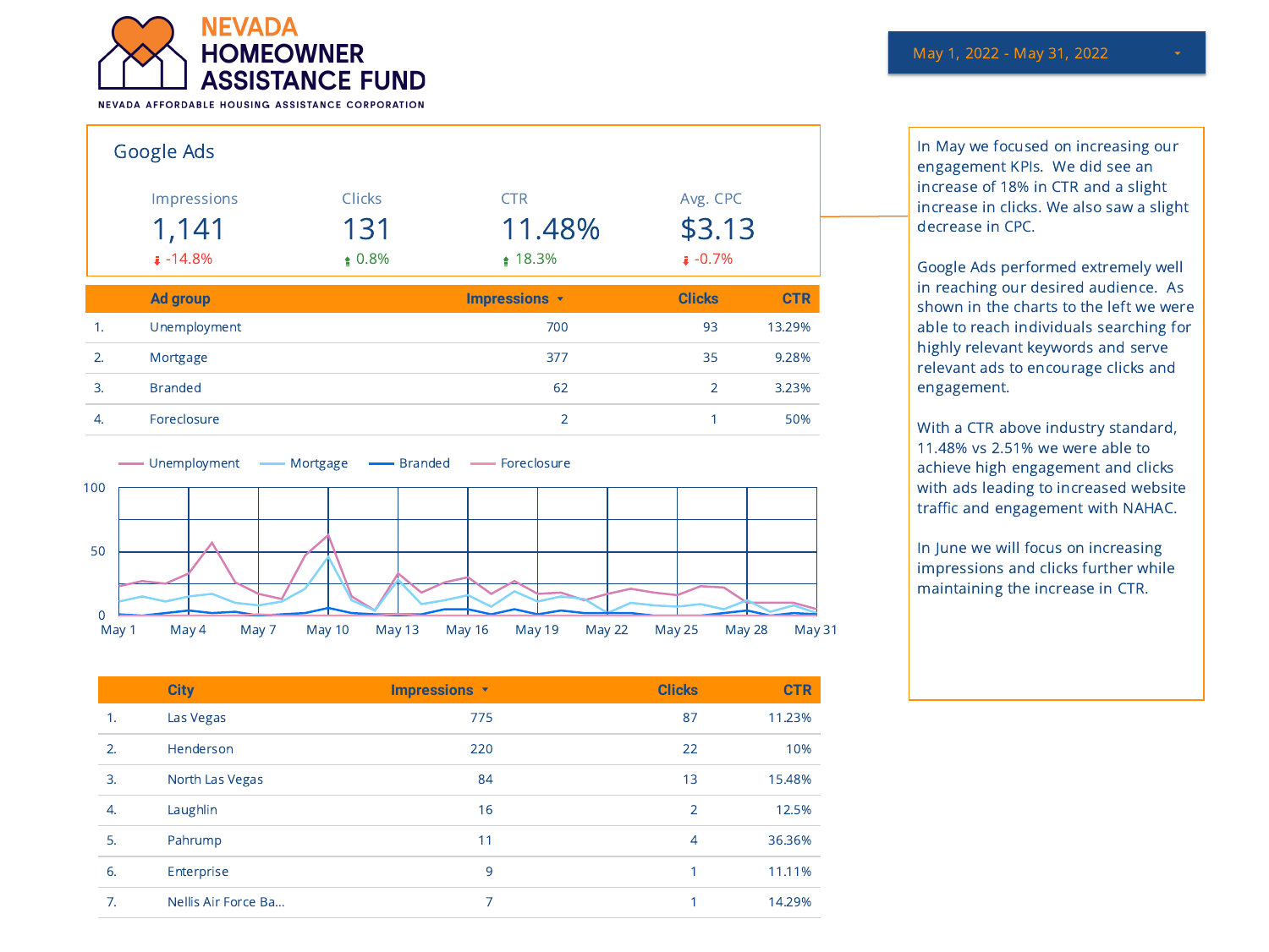NEVADA HOMEOWNER ASSISTANCE FUND

NEVADA AFFORDABLE HOUSING ASSISTANCE CORPORATION

May 1, 2022 - May 31, 2022

## Google Ads

| Impressions | Clicks | CTR | Avg. CPC |
|---|---|---|---|
| 1,141 | 131 | 11.48% | $3.13 |
| -14.8% | 0.8% | 18.3% | -0.7% |

| | Ad group | Impressions | Clicks | CTR |
|---|---|---|---|---|
| 1. | Unemployment | 700 | 93 | 13.29% |
| 2. | Mortgage | 377 | 35 | 9.28% |
| 3. | Branded | 62 | 2 | 3.23% |
| 4. | Foreclosure | 2 | 1 | 50% |

Unemployment — Mortgage — Branded — Foreclosure

| | City | Impressions | Clicks | CTR |
|---|---|---|---|---|
| 1. | Las Vegas | 775 | 87 | 11.23% |
| 2. | Henderson | 220 | 22 | 10% |
| 3. | North Las Vegas | 84 | 13 | 15.48% |
| 4. | Laughlin | 16 | 2 | 12.5% |
| 5. | Pahrump | 11 | 4 | 36.36% |
| 6. | Enterprise | 9 | 1 | 11.11% |
| 7. | Nellis Air Force Ba... | 7 | 1 | 14.29% |

In May we focused on increasing our engagement KPIs. We did see an increase of 18% in CTR and a slight increase in clicks. We also saw a slight decrease in CPC.

Google Ads performed extremely well in reaching our desired audience. As shown in the charts to the left we were able to reach individuals searching for highly relevant keywords and serve relevant ads to encourage clicks and engagement.

With a CTR above industry standard, 11.48% vs 2.51% we were able to achieve high engagement and clicks with ads leading to increased website traffic and engagement with NAHAC.

In June we will focus on increasing impressions and clicks further while maintaining the increase in CTR.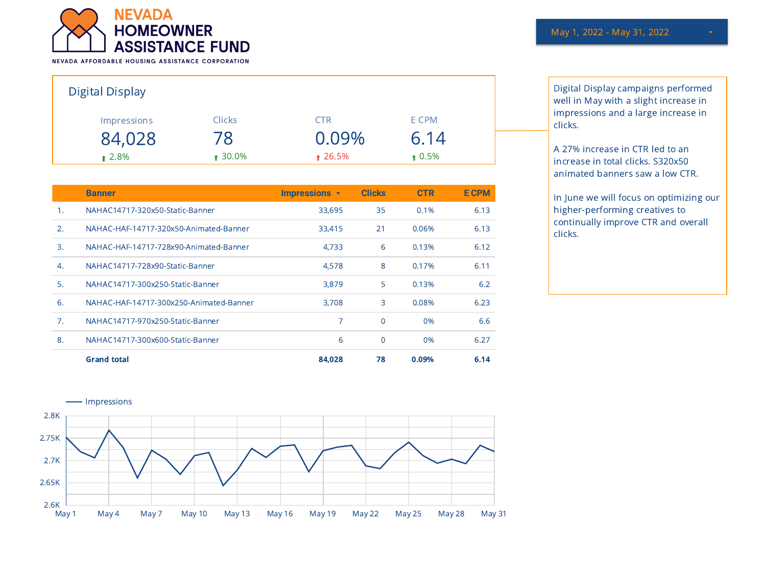# NEVADA HOMEOWNER ASSISTANCE FUND

NEVADA AFFORDABLE HOUSING ASSISTANCE CORPORATION

May 1, 2022 - May 31, 2022

## Digital Display

| Impressions | Clicks | CTR | E CPM |
|---|---|---|---|
| 84,028 | 78 | 0.09% | 6.14 |
| ↑ 2.8% | ↑ 30.0% | ↑ 26.5% | ↑ 0.5% |

Digital Display campaigns performed well in May with a slight increase in impressions and a large increase in clicks.

A 27% increase in CTR led to an increase in total clicks. S320x50 animated banners saw a low CTR.

In June we will focus on optimizing our higher-performing creatives to continually improve CTR and overall clicks.

| | Banner | Impressions ▾ | Clicks | CTR | E CPM |
|---|---|---|---|---|---|
| 1. | NAHAC14717-320x50-Static-Banner | 33,695 | 35 | 0.1% | 6.13 |
| 2. | NAHAC-HAF-14717-320x50-Animated-Banner | 33,415 | 21 | 0.06% | 6.13 |
| 3. | NAHAC-HAF-14717-728x90-Animated-Banner | 4,733 | 6 | 0.13% | 6.12 |
| 4. | NAHAC14717-728x90-Static-Banner | 4,578 | 8 | 0.17% | 6.11 |
| 5. | NAHAC14717-300x250-Static-Banner | 3,879 | 5 | 0.13% | 6.2 |
| 6. | NAHAC-HAF-14717-300x250-Animated-Banner | 3,708 | 3 | 0.08% | 6.23 |
| 7. | NAHAC14717-970x250-Static-Banner | 7 | 0 | 0% | 6.6 |
| 8. | NAHAC14717-300x600-Static-Banner | 6 | 0 | 0% | 6.27 |
| | **Grand total** | **84,028** | **78** | **0.09%** | **6.14** |

— Impressions

Y-axis: 2.6K, 2.65K, 2.7K, 2.75K, 2.8K

X-axis: May 1, May 4, May 7, May 10, May 13, May 16, May 19, May 22, May 25, May 28, May 31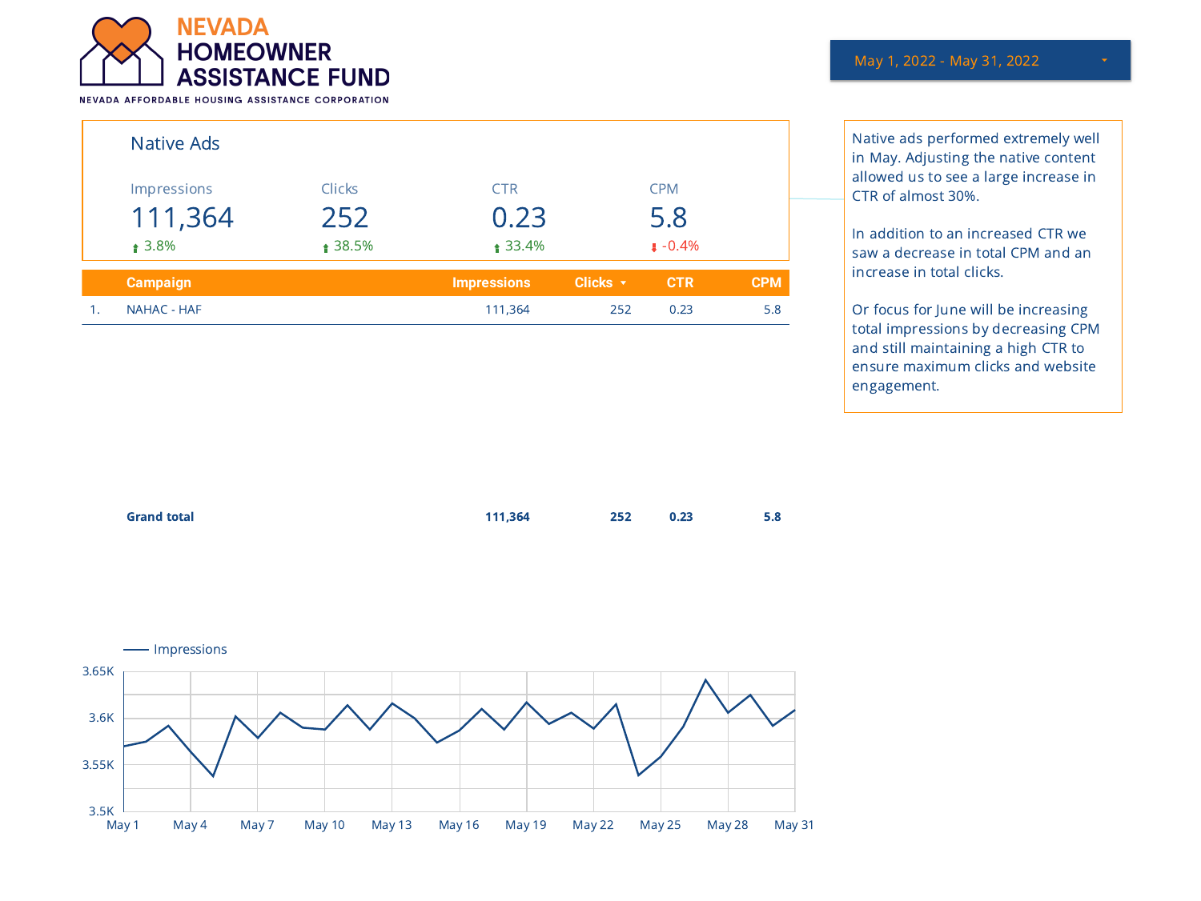NEVADA HOMEOWNER ASSISTANCE FUND

NEVADA AFFORDABLE HOUSING ASSISTANCE CORPORATION

May 1, 2022 - May 31, 2022

## Native Ads

| Impressions | Clicks | CTR | CPM |
|---|---|---|---|
| 111,364 | 252 | 0.23 | 5.8 |
| ↑ 3.8% | ↑ 38.5% | ↑ 33.4% | ↓ -0.4% |

| | Campaign | Impressions | Clicks | CTR | CPM |
|---|---|---|---|---|---|
| 1. | NAHAC - HAF | 111,364 | 252 | 0.23 | 5.8 |
| | **Grand total** | **111,364** | **252** | **0.23** | **5.8** |

Native ads performed extremely well in May. Adjusting the native content allowed us to see a large increase in CTR of almost 30%.

In addition to an increased CTR we saw a decrease in total CPM and an increase in total clicks.

Or focus for June will be increasing total impressions by decreasing CPM and still maintaining a high CTR to ensure maximum clicks and website engagement.

Impressions

3.65K, 3.6K, 3.55K, 3.5K

May 1, May 4, May 7, May 10, May 13, May 16, May 19, May 22, May 25, May 28, May 31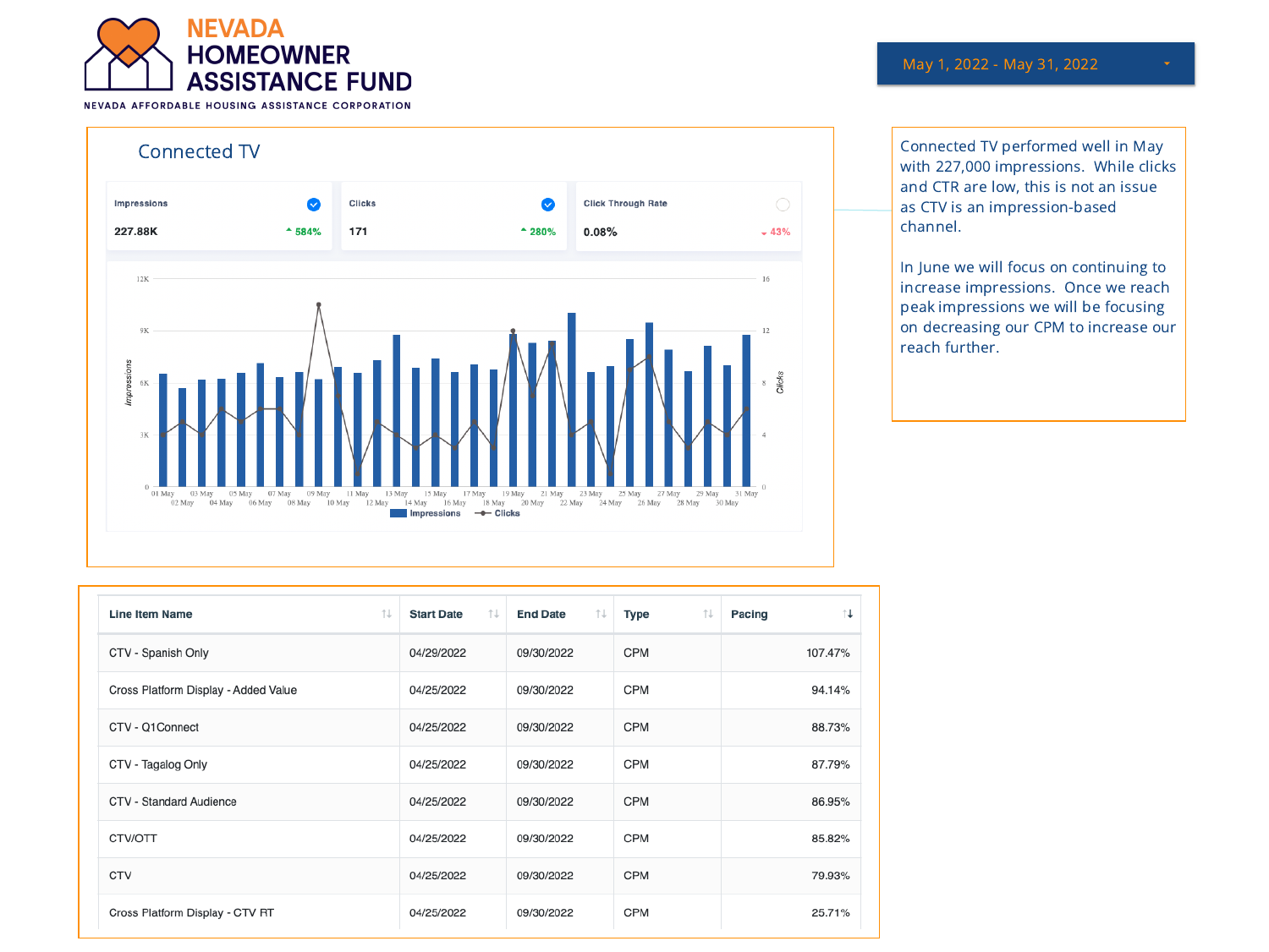# NEVADA HOMEOWNER ASSISTANCE FUND

NEVADA AFFORDABLE HOUSING ASSISTANCE CORPORATION

May 1, 2022 - May 31, 2022

## Connected TV

Impressions
227.88K
▲ 584%

Clicks
171
▲ 280%

Click Through Rate
0.08%
▼ 43%

Impressions

12K
9K
6K
3K
0

Clicks

16
12
8
4
0

01 May 02 May 03 May 04 May 05 May 06 May 07 May 08 May 09 May 10 May 11 May 12 May 13 May 14 May 15 May 16 May 17 May 18 May 19 May 20 May 21 May 22 May 23 May 24 May 25 May 26 May 27 May 28 May 29 May 30 May 31 May

Impressions — Clicks

Connected TV performed well in May with 227,000 impressions. While clicks and CTR are low, this is not an issue as CTV is an impression-based channel.

In June we will focus on continuing to increase impressions. Once we reach peak impressions we will be focusing on decreasing our CPM to increase our reach further.

| Line Item Name | Start Date | End Date | Type | Pacing |
|---|---|---|---|---|
| CTV - Spanish Only | 04/29/2022 | 09/30/2022 | CPM | 107.47% |
| Cross Platform Display - Added Value | 04/25/2022 | 09/30/2022 | CPM | 94.14% |
| CTV - Q1Connect | 04/25/2022 | 09/30/2022 | CPM | 88.73% |
| CTV - Tagalog Only | 04/25/2022 | 09/30/2022 | CPM | 87.79% |
| CTV - Standard Audience | 04/25/2022 | 09/30/2022 | CPM | 86.95% |
| CTV/OTT | 04/25/2022 | 09/30/2022 | CPM | 85.82% |
| CTV | 04/25/2022 | 09/30/2022 | CPM | 79.93% |
| Cross Platform Display - CTV RT | 04/25/2022 | 09/30/2022 | CPM | 25.71% |